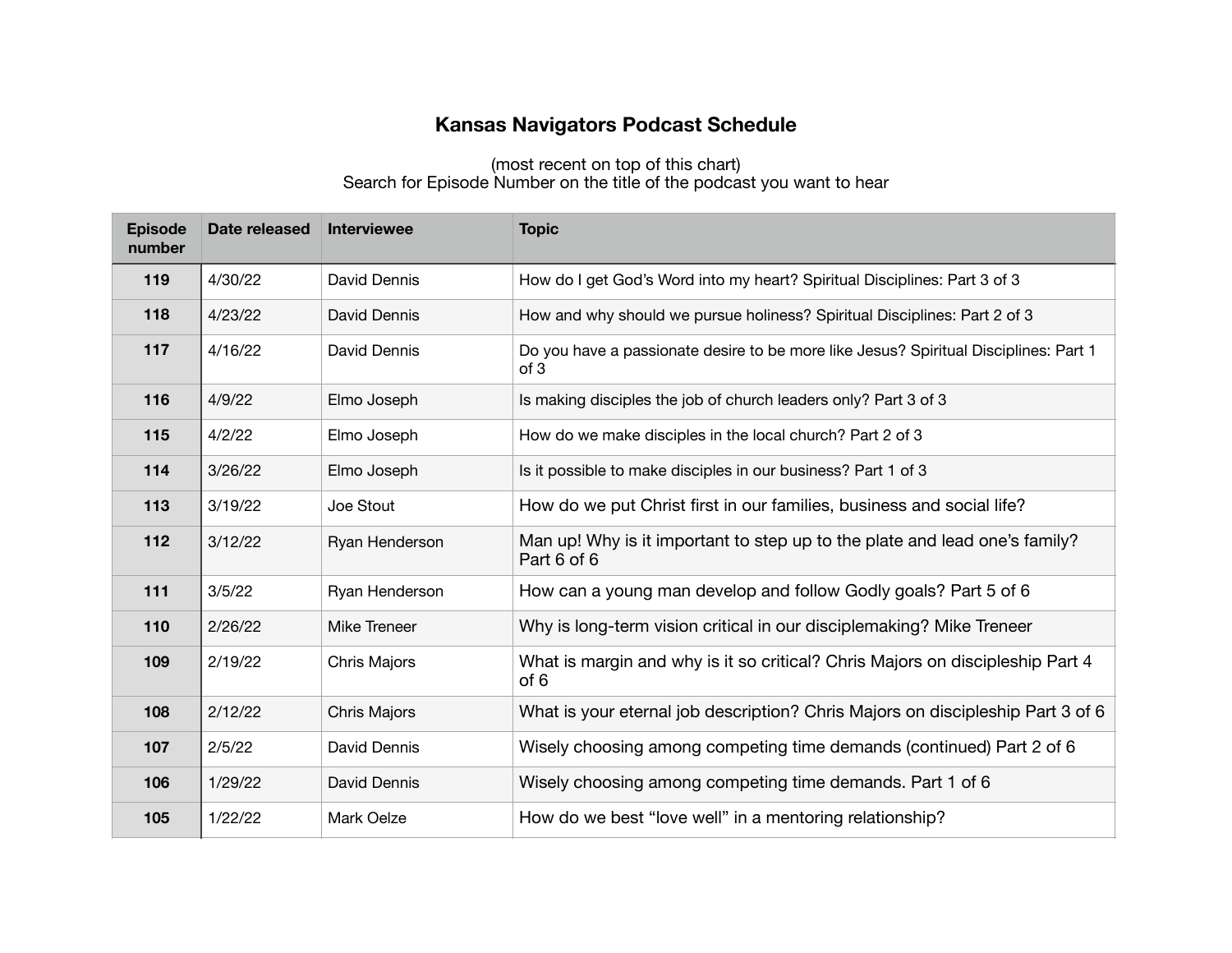# Kansas Navigators Podcast Schedule

(most recent on top of this chart)
Search for Episode Number on the title of the podcast you want to hear

| Episode number | Date released | Interviewee | Topic |
|---|---|---|---|
| 119 | 4/30/22 | David Dennis | How do I get God's Word into my heart? Spiritual Disciplines: Part 3 of 3 |
| 118 | 4/23/22 | David Dennis | How and why should we pursue holiness? Spiritual Disciplines: Part 2 of 3 |
| 117 | 4/16/22 | David Dennis | Do you have a passionate desire to be more like Jesus? Spiritual Disciplines: Part 1 of 3 |
| 116 | 4/9/22 | Elmo Joseph | Is making disciples the job of church leaders only? Part 3 of 3 |
| 115 | 4/2/22 | Elmo Joseph | How do we make disciples in the local church? Part 2 of 3 |
| 114 | 3/26/22 | Elmo Joseph | Is it possible to make disciples in our business? Part 1 of 3 |
| 113 | 3/19/22 | Joe Stout | How do we put Christ first in our families, business and social life? |
| 112 | 3/12/22 | Ryan Henderson | Man up! Why is it important to step up to the plate and lead one's family? Part 6 of 6 |
| 111 | 3/5/22 | Ryan Henderson | How can a young man develop and follow Godly goals? Part 5 of 6 |
| 110 | 2/26/22 | Mike Treneer | Why is long-term vision critical in our disciplemaking? Mike Treneer |
| 109 | 2/19/22 | Chris Majors | What is margin and why is it so critical? Chris Majors on discipleship Part 4 of 6 |
| 108 | 2/12/22 | Chris Majors | What is your eternal job description? Chris Majors on discipleship Part 3 of 6 |
| 107 | 2/5/22 | David Dennis | Wisely choosing among competing time demands (continued) Part 2 of 6 |
| 106 | 1/29/22 | David Dennis | Wisely choosing among competing time demands. Part 1 of 6 |
| 105 | 1/22/22 | Mark Oelze | How do we best "love well" in a mentoring relationship? |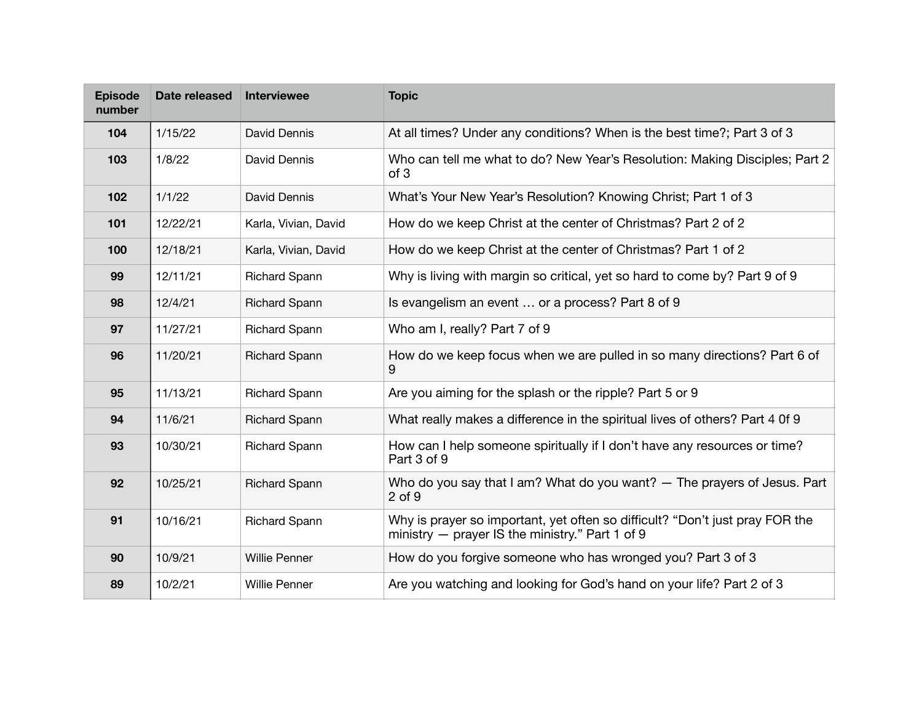| Episode number | Date released | Interviewee | Topic |
|---|---|---|---|
| **104** | 1/15/22 | David Dennis | At all times? Under any conditions? When is the best time?; Part 3 of 3 |
| **103** | 1/8/22 | David Dennis | Who can tell me what to do? New Year's Resolution: Making Disciples; Part 2 of 3 |
| **102** | 1/1/22 | David Dennis | What's Your New Year's Resolution? Knowing Christ; Part 1 of 3 |
| **101** | 12/22/21 | Karla, Vivian, David | How do we keep Christ at the center of Christmas? Part 2 of 2 |
| **100** | 12/18/21 | Karla, Vivian, David | How do we keep Christ at the center of Christmas? Part 1 of 2 |
| **99** | 12/11/21 | Richard Spann | Why is living with margin so critical, yet so hard to come by? Part 9 of 9 |
| **98** | 12/4/21 | Richard Spann | Is evangelism an event … or a process? Part 8 of 9 |
| **97** | 11/27/21 | Richard Spann | Who am I, really? Part 7 of 9 |
| **96** | 11/20/21 | Richard Spann | How do we keep focus when we are pulled in so many directions? Part 6 of 9 |
| **95** | 11/13/21 | Richard Spann | Are you aiming for the splash or the ripple? Part 5 or 9 |
| **94** | 11/6/21 | Richard Spann | What really makes a difference in the spiritual lives of others? Part 4 0f 9 |
| **93** | 10/30/21 | Richard Spann | How can I help someone spiritually if I don't have any resources or time? Part 3 of 9 |
| **92** | 10/25/21 | Richard Spann | Who do you say that I am? What do you want? — The prayers of Jesus. Part 2 of 9 |
| **91** | 10/16/21 | Richard Spann | Why is prayer so important, yet often so difficult? "Don't just pray FOR the ministry — prayer IS the ministry." Part 1 of 9 |
| **90** | 10/9/21 | Willie Penner | How do you forgive someone who has wronged you? Part 3 of 3 |
| **89** | 10/2/21 | Willie Penner | Are you watching and looking for God's hand on your life? Part 2 of 3 |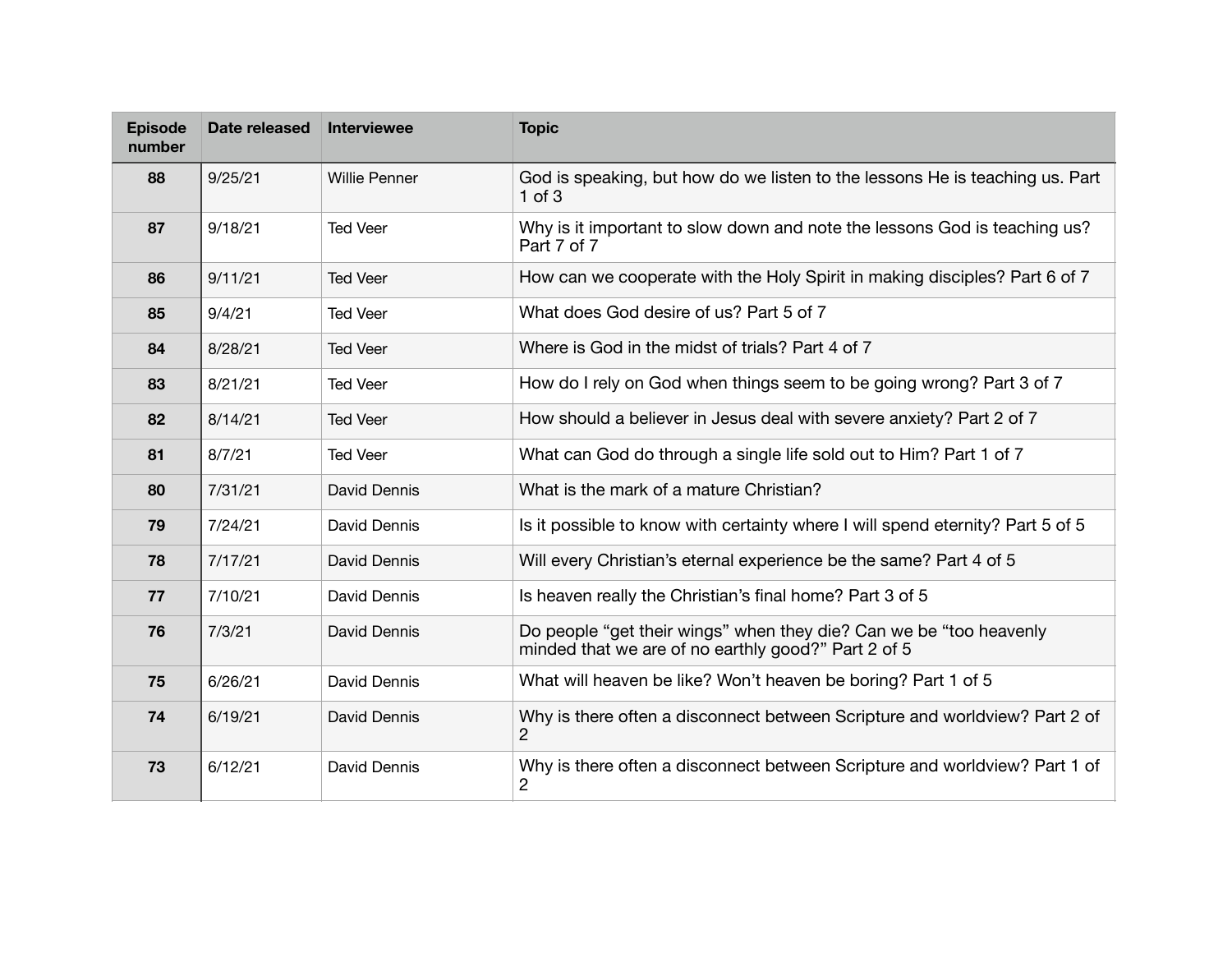| Episode number | Date released | Interviewee | Topic |
|---|---|---|---|
| 88 | 9/25/21 | Willie Penner | God is speaking, but how do we listen to the lessons He is teaching us. Part 1 of 3 |
| 87 | 9/18/21 | Ted Veer | Why is it important to slow down and note the lessons God is teaching us? Part 7 of 7 |
| 86 | 9/11/21 | Ted Veer | How can we cooperate with the Holy Spirit in making disciples? Part 6 of 7 |
| 85 | 9/4/21 | Ted Veer | What does God desire of us? Part 5 of 7 |
| 84 | 8/28/21 | Ted Veer | Where is God in the midst of trials? Part 4 of 7 |
| 83 | 8/21/21 | Ted Veer | How do I rely on God when things seem to be going wrong? Part 3 of 7 |
| 82 | 8/14/21 | Ted Veer | How should a believer in Jesus deal with severe anxiety? Part 2 of 7 |
| 81 | 8/7/21 | Ted Veer | What can God do through a single life sold out to Him? Part 1 of 7 |
| 80 | 7/31/21 | David Dennis | What is the mark of a mature Christian? |
| 79 | 7/24/21 | David Dennis | Is it possible to know with certainty where I will spend eternity? Part 5 of 5 |
| 78 | 7/17/21 | David Dennis | Will every Christian's eternal experience be the same? Part 4 of 5 |
| 77 | 7/10/21 | David Dennis | Is heaven really the Christian's final home? Part 3 of 5 |
| 76 | 7/3/21 | David Dennis | Do people "get their wings" when they die? Can we be "too heavenly minded that we are of no earthly good?" Part 2 of 5 |
| 75 | 6/26/21 | David Dennis | What will heaven be like? Won't heaven be boring? Part 1 of 5 |
| 74 | 6/19/21 | David Dennis | Why is there often a disconnect between Scripture and worldview? Part 2 of 2 |
| 73 | 6/12/21 | David Dennis | Why is there often a disconnect between Scripture and worldview? Part 1 of 2 |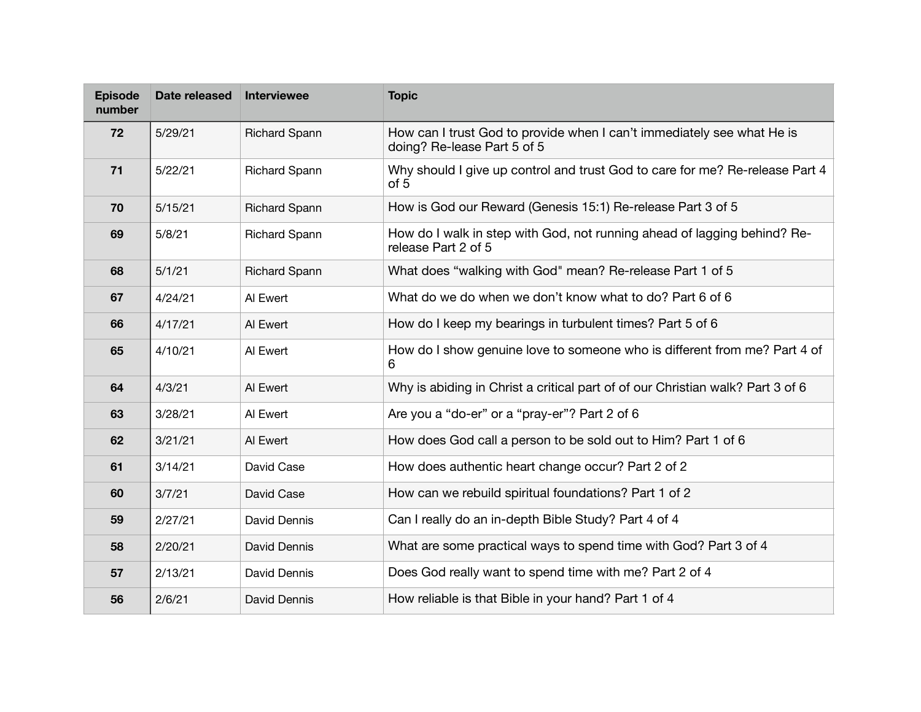| Episode number | Date released | Interviewee | Topic |
|---|---|---|---|
| 72 | 5/29/21 | Richard Spann | How can I trust God to provide when I can't immediately see what He is doing? Re-lease Part 5 of 5 |
| 71 | 5/22/21 | Richard Spann | Why should I give up control and trust God to care for me? Re-release Part 4 of 5 |
| 70 | 5/15/21 | Richard Spann | How is God our Reward (Genesis 15:1) Re-release Part 3 of 5 |
| 69 | 5/8/21 | Richard Spann | How do I walk in step with God, not running ahead of lagging behind? Re-release Part 2 of 5 |
| 68 | 5/1/21 | Richard Spann | What does "walking with God" mean? Re-release Part 1 of 5 |
| 67 | 4/24/21 | Al Ewert | What do we do when we don't know what to do? Part 6 of 6 |
| 66 | 4/17/21 | Al Ewert | How do I keep my bearings in turbulent times? Part 5 of 6 |
| 65 | 4/10/21 | Al Ewert | How do I show genuine love to someone who is different from me? Part 4 of 6 |
| 64 | 4/3/21 | Al Ewert | Why is abiding in Christ a critical part of of our Christian walk? Part 3 of 6 |
| 63 | 3/28/21 | Al Ewert | Are you a "do-er" or a "pray-er"? Part 2 of 6 |
| 62 | 3/21/21 | Al Ewert | How does God call a person to be sold out to Him? Part 1 of 6 |
| 61 | 3/14/21 | David Case | How does authentic heart change occur? Part 2 of 2 |
| 60 | 3/7/21 | David Case | How can we rebuild spiritual foundations? Part 1 of 2 |
| 59 | 2/27/21 | David Dennis | Can I really do an in-depth Bible Study? Part 4 of 4 |
| 58 | 2/20/21 | David Dennis | What are some practical ways to spend time with God? Part 3 of 4 |
| 57 | 2/13/21 | David Dennis | Does God really want to spend time with me? Part 2 of 4 |
| 56 | 2/6/21 | David Dennis | How reliable is that Bible in your hand? Part 1 of 4 |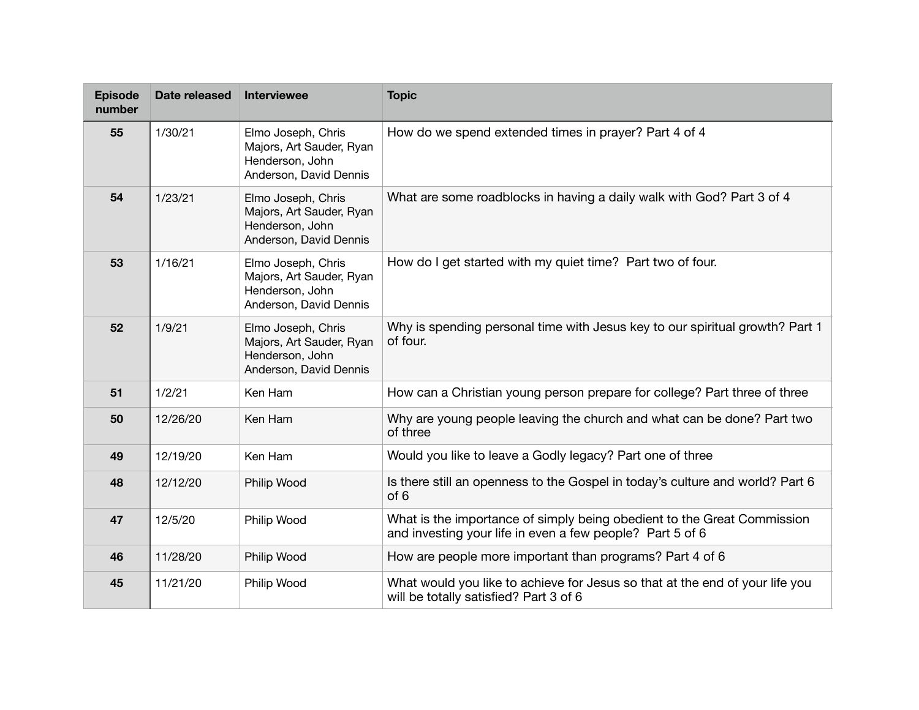| Episode number | Date released | Interviewee | Topic |
|---|---|---|---|
| **55** | 1/30/21 | Elmo Joseph, Chris Majors, Art Sauder, Ryan Henderson, John Anderson, David Dennis | How do we spend extended times in prayer? Part 4 of 4 |
| **54** | 1/23/21 | Elmo Joseph, Chris Majors, Art Sauder, Ryan Henderson, John Anderson, David Dennis | What are some roadblocks in having a daily walk with God? Part 3 of 4 |
| **53** | 1/16/21 | Elmo Joseph, Chris Majors, Art Sauder, Ryan Henderson, John Anderson, David Dennis | How do I get started with my quiet time? Part two of four. |
| **52** | 1/9/21 | Elmo Joseph, Chris Majors, Art Sauder, Ryan Henderson, John Anderson, David Dennis | Why is spending personal time with Jesus key to our spiritual growth? Part 1 of four. |
| **51** | 1/2/21 | Ken Ham | How can a Christian young person prepare for college? Part three of three |
| **50** | 12/26/20 | Ken Ham | Why are young people leaving the church and what can be done? Part two of three |
| **49** | 12/19/20 | Ken Ham | Would you like to leave a Godly legacy? Part one of three |
| **48** | 12/12/20 | Philip Wood | Is there still an openness to the Gospel in today's culture and world? Part 6 of 6 |
| **47** | 12/5/20 | Philip Wood | What is the importance of simply being obedient to the Great Commission and investing your life in even a few people? Part 5 of 6 |
| **46** | 11/28/20 | Philip Wood | How are people more important than programs? Part 4 of 6 |
| **45** | 11/21/20 | Philip Wood | What would you like to achieve for Jesus so that at the end of your life you will be totally satisfied? Part 3 of 6 |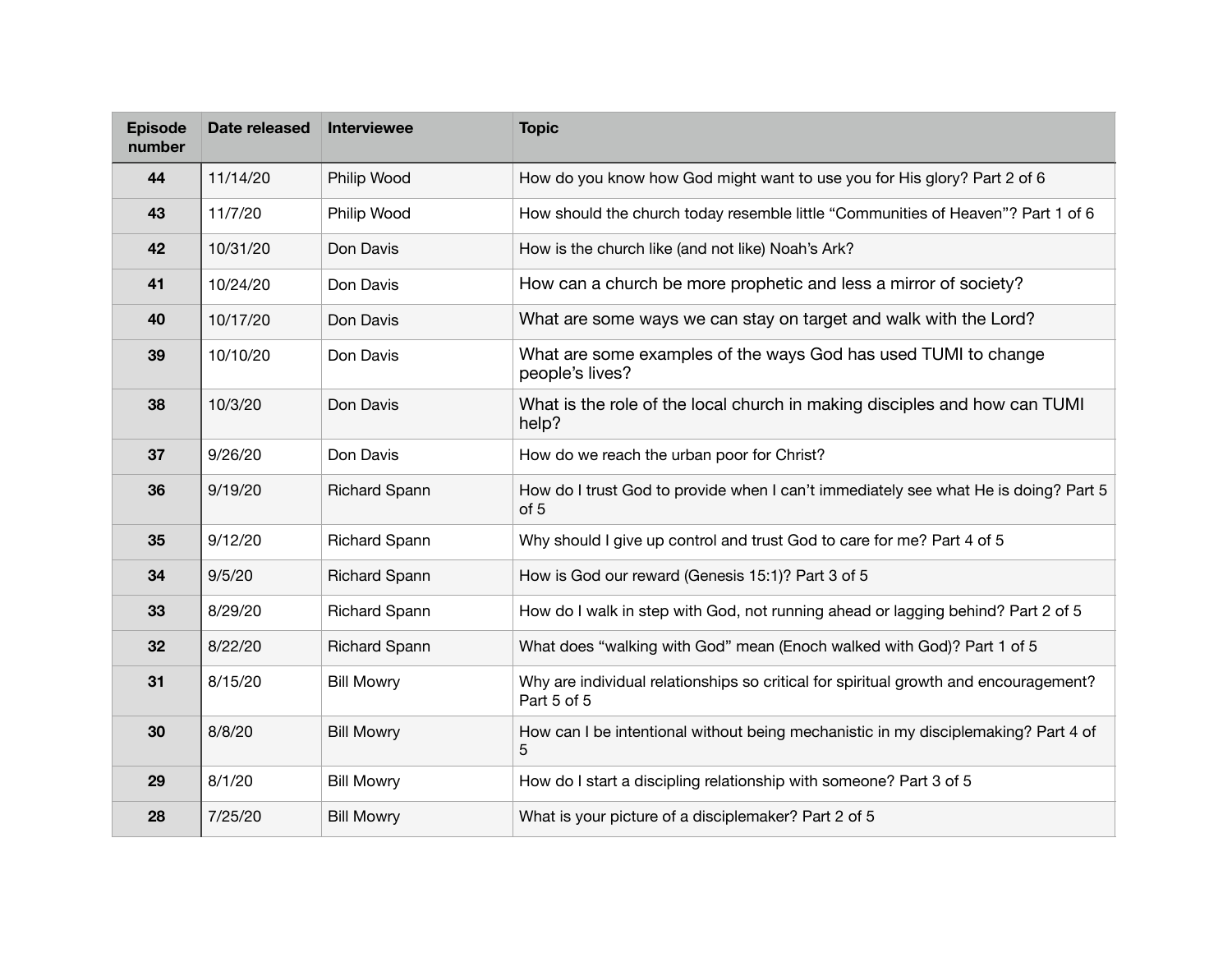| Episode number | Date released | Interviewee | Topic |
|---|---|---|---|
| **44** | 11/14/20 | Philip Wood | How do you know how God might want to use you for His glory? Part 2 of 6 |
| **43** | 11/7/20 | Philip Wood | How should the church today resemble little “Communities of Heaven”? Part 1 of 6 |
| **42** | 10/31/20 | Don Davis | How is the church like (and not like) Noah’s Ark? |
| **41** | 10/24/20 | Don Davis | How can a church be more prophetic and less a mirror of society? |
| **40** | 10/17/20 | Don Davis | What are some ways we can stay on target and walk with the Lord? |
| **39** | 10/10/20 | Don Davis | What are some examples of the ways God has used TUMI to change people’s lives? |
| **38** | 10/3/20 | Don Davis | What is the role of the local church in making disciples and how can TUMI help? |
| **37** | 9/26/20 | Don Davis | How do we reach the urban poor for Christ? |
| **36** | 9/19/20 | Richard Spann | How do I trust God to provide when I can’t immediately see what He is doing? Part 5 of 5 |
| **35** | 9/12/20 | Richard Spann | Why should I give up control and trust God to care for me? Part 4 of 5 |
| **34** | 9/5/20 | Richard Spann | How is God our reward (Genesis 15:1)? Part 3 of 5 |
| **33** | 8/29/20 | Richard Spann | How do I walk in step with God, not running ahead or lagging behind? Part 2 of 5 |
| **32** | 8/22/20 | Richard Spann | What does “walking with God” mean (Enoch walked with God)? Part 1 of 5 |
| **31** | 8/15/20 | Bill Mowry | Why are individual relationships so critical for spiritual growth and encouragement? Part 5 of 5 |
| **30** | 8/8/20 | Bill Mowry | How can I be intentional without being mechanistic in my disciplemaking? Part 4 of 5 |
| **29** | 8/1/20 | Bill Mowry | How do I start a discipling relationship with someone? Part 3 of 5 |
| **28** | 7/25/20 | Bill Mowry | What is your picture of a disciplemaker? Part 2 of 5 |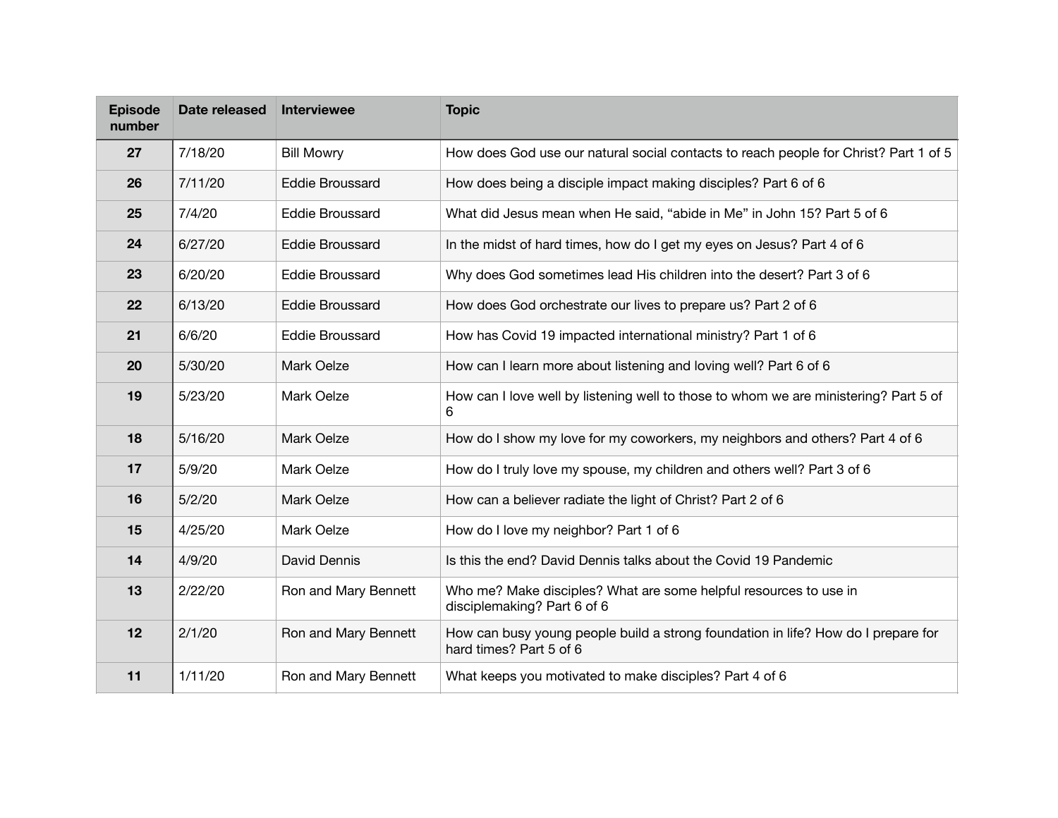| Episode number | Date released | Interviewee | Topic |
|---|---|---|---|
| **27** | 7/18/20 | Bill Mowry | How does God use our natural social contacts to reach people for Christ? Part 1 of 5 |
| **26** | 7/11/20 | Eddie Broussard | How does being a disciple impact making disciples? Part 6 of 6 |
| **25** | 7/4/20 | Eddie Broussard | What did Jesus mean when He said, “abide in Me” in John 15? Part 5 of 6 |
| **24** | 6/27/20 | Eddie Broussard | In the midst of hard times, how do I get my eyes on Jesus? Part 4 of 6 |
| **23** | 6/20/20 | Eddie Broussard | Why does God sometimes lead His children into the desert? Part 3 of 6 |
| **22** | 6/13/20 | Eddie Broussard | How does God orchestrate our lives to prepare us? Part 2 of 6 |
| **21** | 6/6/20 | Eddie Broussard | How has Covid 19 impacted international ministry? Part 1 of 6 |
| **20** | 5/30/20 | Mark Oelze | How can I learn more about listening and loving well? Part 6 of 6 |
| **19** | 5/23/20 | Mark Oelze | How can I love well by listening well to those to whom we are ministering? Part 5 of 6 |
| **18** | 5/16/20 | Mark Oelze | How do I show my love for my coworkers, my neighbors and others? Part 4 of 6 |
| **17** | 5/9/20 | Mark Oelze | How do I truly love my spouse, my children and others well? Part 3 of 6 |
| **16** | 5/2/20 | Mark Oelze | How can a believer radiate the light of Christ? Part 2 of 6 |
| **15** | 4/25/20 | Mark Oelze | How do I love my neighbor? Part 1 of 6 |
| **14** | 4/9/20 | David Dennis | Is this the end? David Dennis talks about the Covid 19 Pandemic |
| **13** | 2/22/20 | Ron and Mary Bennett | Who me? Make disciples? What are some helpful resources to use in disciplemaking? Part 6 of 6 |
| **12** | 2/1/20 | Ron and Mary Bennett | How can busy young people build a strong foundation in life? How do I prepare for hard times? Part 5 of 6 |
| **11** | 1/11/20 | Ron and Mary Bennett | What keeps you motivated to make disciples? Part 4 of 6 |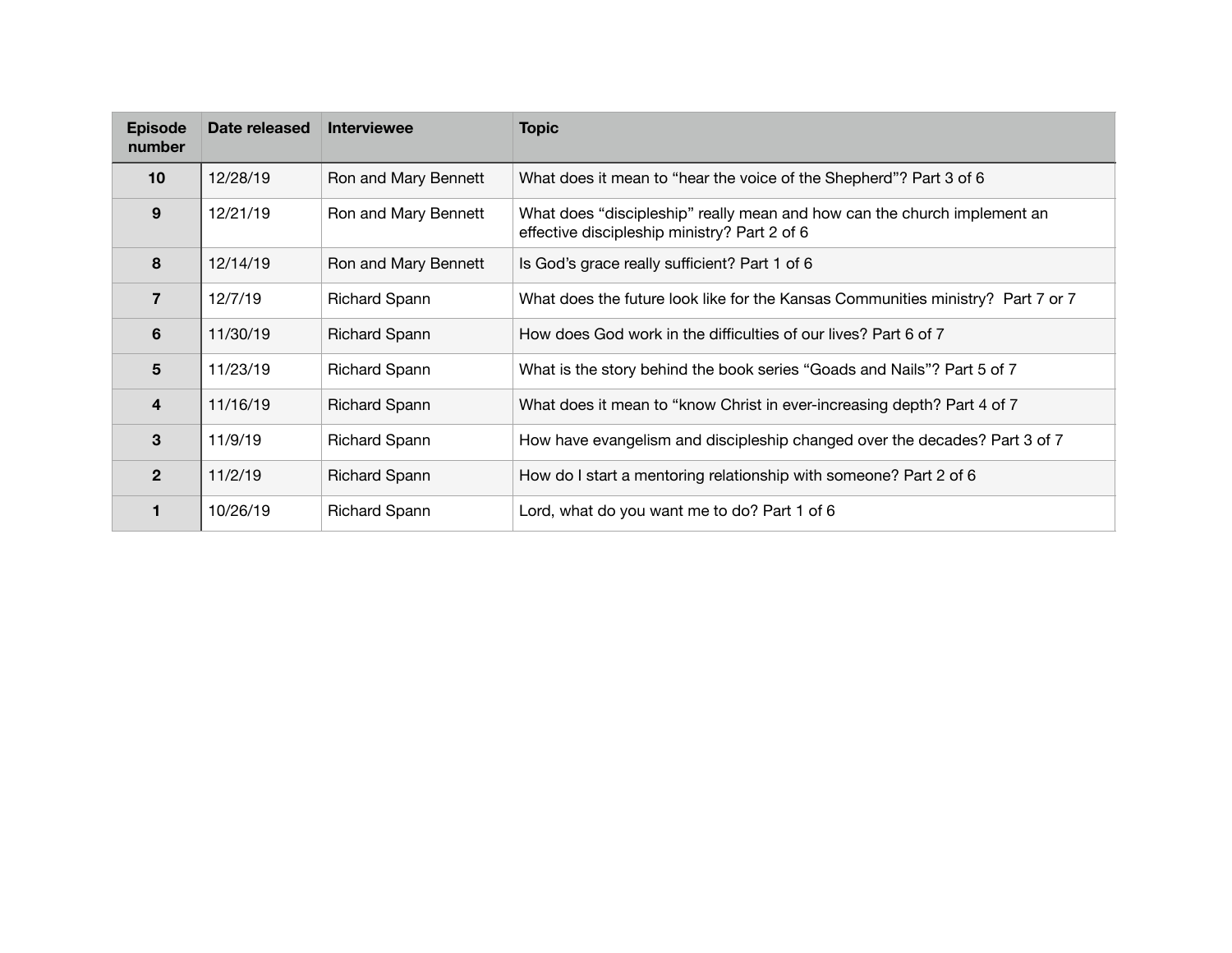| Episode number | Date released | Interviewee | Topic |
|---|---|---|---|
| **10** | 12/28/19 | Ron and Mary Bennett | What does it mean to “hear the voice of the Shepherd”? Part 3 of 6 |
| **9** | 12/21/19 | Ron and Mary Bennett | What does “discipleship” really mean and how can the church implement an effective discipleship ministry? Part 2 of 6 |
| **8** | 12/14/19 | Ron and Mary Bennett | Is God’s grace really sufficient? Part 1 of 6 |
| **7** | 12/7/19 | Richard Spann | What does the future look like for the Kansas Communities ministry?  Part 7 or 7 |
| **6** | 11/30/19 | Richard Spann | How does God work in the difficulties of our lives? Part 6 of 7 |
| **5** | 11/23/19 | Richard Spann | What is the story behind the book series “Goads and Nails”? Part 5 of 7 |
| **4** | 11/16/19 | Richard Spann | What does it mean to “know Christ in ever-increasing depth? Part 4 of 7 |
| **3** | 11/9/19 | Richard Spann | How have evangelism and discipleship changed over the decades? Part 3 of 7 |
| **2** | 11/2/19 | Richard Spann | How do I start a mentoring relationship with someone? Part 2 of 6 |
| **1** | 10/26/19 | Richard Spann | Lord, what do you want me to do? Part 1 of 6 |